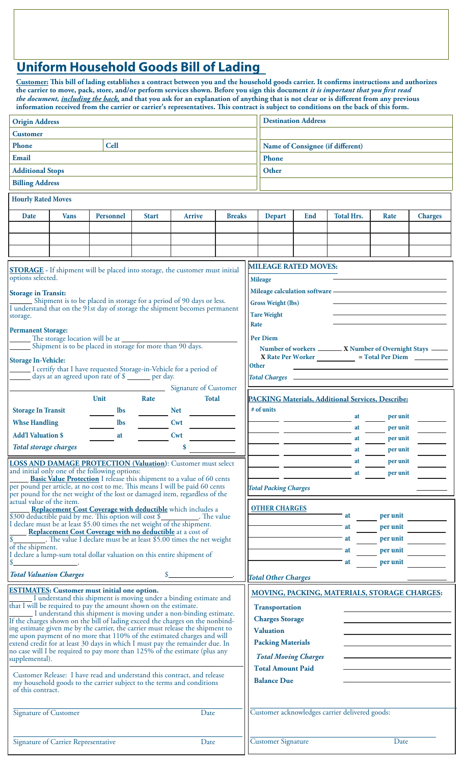# Uniform Household Goods Bill of Lading

**Customer: This bill of lading establishes a contract between you and the household goods carrier. It confirms instructions and authorizes the carrier to move, pack, store, and/or perform services shown. Before you sign this document *it is important that you first read the document, including the back,* and that you ask for an explanation of anything that is not clear or is different from any previous information received from the carrier or carrier's representatives. This contract is subject to conditions on the back of this form.**

| | |
|---|---|
| **Origin Address** | **Destination Address** |
| **Customer** | |
| **Phone** **Cell** | **Name of Consignee (if different)** |
| **Email** | **Phone** |
| **Additional Stops** | **Other** |
| **Billing Address** | |

**Hourly Rated Moves**

| Date | Vans | Personnel | Start | Arrive | Breaks | Depart | End | Total Hrs. | Rate | Charges |
|---|---|---|---|---|---|---|---|---|---|---|
| | | | | | | | | | | |
| | | | | | | | | | | |
| | | | | | | | | | | |

**STORAGE** - If shipment will be placed into storage, the customer must initial options selected.

**Storage in Transit:**

_____ Shipment is to be placed in storage for a period of 90 days or less. I understand that on the 91st day of storage the shipment becomes permanent storage.

**Permanent Storage:**

_____ The storage location will be at ______________________

_____ Shipment is to be placed in storage for more than 90 days.

**Storage In-Vehicle:**

_____ I certify that I have requested Storage-in-Vehicle for a period of _____ days at an agreed upon rate of $ ______ per day.

______________________ Signature of Customer

| | Unit | Rate | Total |
|---|---|---|---|
| **Storage In Transit** | ____ lbs | ____ | Net ____ |
| **Whse Handling** | ____ lbs | ____ | Cwt ____ |
| **Add'l Valuation $** | ____ at | ____ | Cwt ____ |
| ***Total storage charges*** | | | $ ____ |

**MILEAGE RATED MOVES:**

**Mileage** ______________________

**Mileage calculation software** ______________________

**Gross Weight (lbs)** ______________________

**Tare Weight** ______________________

**Rate** ______________________

**Per Diem**

**Number of workers** _______ **X Number of Overnight Stays** _____ **X Rate Per Worker** __________ **= Total Per Diem** _________

**Other** ______________________

***Total Charges*** ______________________

**PACKING Materials, Additional Services, Describe:**

| # of units | | | | | |
|---|---|---|---|---|---|
| ____ | ____ | at | ____ | per unit | ____ |
| ____ | ____ | at | ____ | per unit | ____ |
| ____ | ____ | at | ____ | per unit | ____ |
| ____ | ____ | at | ____ | per unit | ____ |
| ____ | ____ | at | ____ | per unit | ____ |
| ____ | ____ | at | ____ | per unit | ____ |

***Total Packing Charges*** ________

**LOSS AND DAMAGE PROTECTION (Valuation)**: Customer must select and initial only one of the following options:

_____ **Basic Value Protection** I release this shipment to a value of 60 cents per pound per article, at no cost to me. This means I will be paid 60 cents per pound for the net weight of the lost or damaged item, regardless of the actual value of the item.

_____ **Replacement Cost Coverage with deductible** which includes a $300 deductible paid by me. This option will cost $__________. The value I declare must be at least $5.00 times the net weight of the shipment.

_____ **Replacement Cost Coverage with no deductible** at a cost of $__________. The value I declare must be at least $5.00 times the net weight of the shipment.

I declare a lump-sum total dollar valuation on this entire shipment of $________________.

***Total Valuation Charges*** $________________.

**OTHER CHARGES**

| | | | | |
|---|---|---|---|---|
| ____ | at | ____ | per unit | ____ |
| ____ | at | ____ | per unit | ____ |
| ____ | at | ____ | per unit | ____ |
| ____ | at | ____ | per unit | ____ |
| ____ | at | ____ | per unit | ____ |

***Total Other Charges*** ________

**ESTIMATES: Customer must initial one option.**

_____ I understand this shipment is moving under a binding estimate and that I will be required to pay the amount shown on the estimate.

_____ I understand this shipment is moving under a non-binding estimate. If the charges shown on the bill of lading exceed the charges on the nonbinding estimate given me by the carrier, the carrier must release the shipment to me upon payment of no more than 110% of the estimated charges and will extend credit for at least 30 days in which I must pay the remainder due. In no case will I be required to pay more than 125% of the estimate (plus any supplemental).

Customer Release: I have read and understand this contract, and release my household goods to the carrier subject to the terms and conditions of this contract.

**MOVING, PACKING, MATERIALS, STORAGE CHARGES:**

**Transportation** ______________________

**Charges Storage** ______________________

**Valuation** ______________________

**Packing Materials** ______________________

***Total Moving Charges*** ______________________

**Total Amount Paid** ______________________

**Balance Due** ______________________

______________________
Signature of Customer Date

______________________
Signature of Carrier Representative Date

Customer acknowledges carrier delivered goods:

______________________
Customer Signature Date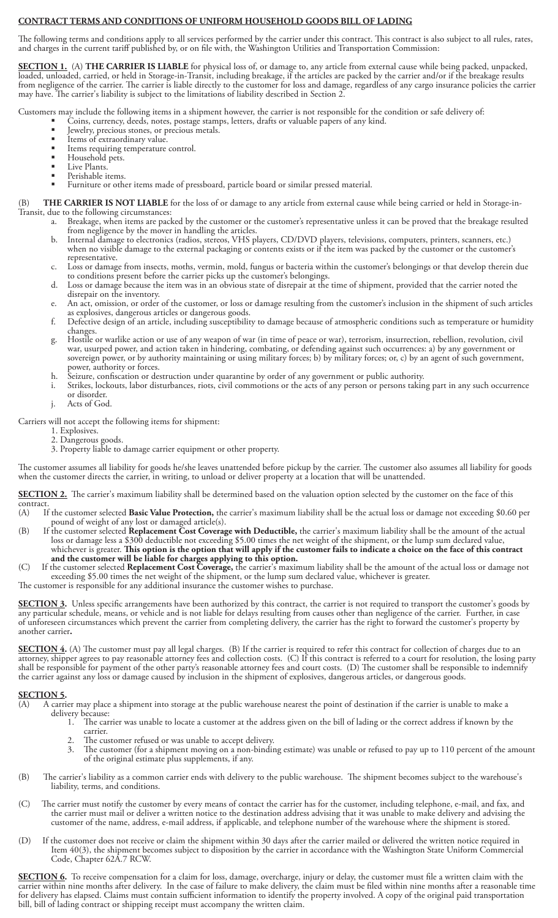## CONTRACT TERMS AND CONDITIONS OF UNIFORM HOUSEHOLD GOODS BILL OF LADING

The following terms and conditions apply to all services performed by the carrier under this contract. This contract is also subject to all rules, rates, and charges in the current tariff published by, or on file with, the Washington Utilities and Transportation Commission:

**SECTION 1.** (A) **THE CARRIER IS LIABLE** for physical loss of, or damage to, any article from external cause while being packed, unpacked, loaded, unloaded, carried, or held in Storage-in-Transit, including breakage, if the articles are packed by the carrier and/or if the breakage results from negligence of the carrier. The carrier is liable directly to the customer for loss and damage, regardless of any cargo insurance policies the carrier may have. The carrier's liability is subject to the limitations of liability described in Section 2.

Customers may include the following items in a shipment however, the carrier is not responsible for the condition or safe delivery of:

- Coins, currency, deeds, notes, postage stamps, letters, drafts or valuable papers of any kind.
- Jewelry, precious stones, or precious metals.
- Items of extraordinary value.
- Items requiring temperature control.
- Household pets.
- Live Plants.
- Perishable items.
- Furniture or other items made of pressboard, particle board or similar pressed material.

(B) **THE CARRIER IS NOT LIABLE** for the loss of or damage to any article from external cause while being carried or held in Storage-in-Transit, due to the following circumstances:

a. Breakage, when items are packed by the customer or the customer's representative unless it can be proved that the breakage resulted from negligence by the mover in handling the articles.
b. Internal damage to electronics (radios, stereos, VHS players, CD/DVD players, televisions, computers, printers, scanners, etc.) when no visible damage to the external packaging or contents exists or if the item was packed by the customer or the customer's representative.
c. Loss or damage from insects, moths, vermin, mold, fungus or bacteria within the customer's belongings or that develop therein due to conditions present before the carrier picks up the customer's belongings.
d. Loss or damage because the item was in an obvious state of disrepair at the time of shipment, provided that the carrier noted the disrepair on the inventory.
e. An act, omission, or order of the customer, or loss or damage resulting from the customer's inclusion in the shipment of such articles as explosives, dangerous articles or dangerous goods.
f. Defective design of an article, including susceptibility to damage because of atmospheric conditions such as temperature or humidity changes.
g. Hostile or warlike action or use of any weapon of war (in time of peace or war), terrorism, insurrection, rebellion, revolution, civil war, usurped power, and action taken in hindering, combating, or defending against such occurrences: a) by any government or sovereign power, or by authority maintaining or using military forces; b) by military forces; or, c) by an agent of such government, power, authority or forces.
h. Seizure, confiscation or destruction under quarantine by order of any government or public authority.
i. Strikes, lockouts, labor disturbances, riots, civil commotions or the acts of any person or persons taking part in any such occurrence or disorder.
j. Acts of God.

Carriers will not accept the following items for shipment:

1. Explosives.
2. Dangerous goods.
3. Property liable to damage carrier equipment or other property.

The customer assumes all liability for goods he/she leaves unattended before pickup by the carrier. The customer also assumes all liability for goods when the customer directs the carrier, in writing, to unload or deliver property at a location that will be unattended.

**SECTION 2.** The carrier's maximum liability shall be determined based on the valuation option selected by the customer on the face of this contract.

(A) If the customer selected **Basic Value Protection,** the carrier's maximum liability shall be the actual loss or damage not exceeding $0.60 per pound of weight of any lost or damaged article(s).

(B) If the customer selected **Replacement Cost Coverage with Deductible,** the carrier's maximum liability shall be the amount of the actual loss or damage less a $300 deductible not exceeding $5.00 times the net weight of the shipment, or the lump sum declared value, whichever is greater. **This option is the option that will apply if the customer fails to indicate a choice on the face of this contract and the customer will be liable for charges applying to this option.**

(C) If the customer selected **Replacement Cost Coverage,** the carrier's maximum liability shall be the amount of the actual loss or damage not exceeding $5.00 times the net weight of the shipment, or the lump sum declared value, whichever is greater.

The customer is responsible for any additional insurance the customer wishes to purchase.

**SECTION 3.** Unless specific arrangements have been authorized by this contract, the carrier is not required to transport the customer's goods by any particular schedule, means, or vehicle and is not liable for delays resulting from causes other than negligence of the carrier. Further, in case of unforeseen circumstances which prevent the carrier from completing delivery, the carrier has the right to forward the customer's property by another carrier**.**

**SECTION 4.** (A) The customer must pay all legal charges. (B) If the carrier is required to refer this contract for collection of charges due to an attorney, shipper agrees to pay reasonable attorney fees and collection costs. (C) If this contract is referred to a court for resolution, the losing party shall be responsible for payment of the other party's reasonable attorney fees and court costs. (D) The customer shall be responsible to indemnify the carrier against any loss or damage caused by inclusion in the shipment of explosives, dangerous articles, or dangerous goods.

**SECTION 5.**

(A) A carrier may place a shipment into storage at the public warehouse nearest the point of destination if the carrier is unable to make a delivery because:

1. The carrier was unable to locate a customer at the address given on the bill of lading or the correct address if known by the carrier.
2. The customer refused or was unable to accept delivery.
3. The customer (for a shipment moving on a non-binding estimate) was unable or refused to pay up to 110 percent of the amount of the original estimate plus supplements, if any.

(B) The carrier's liability as a common carrier ends with delivery to the public warehouse. The shipment becomes subject to the warehouse's liability, terms, and conditions.

(C) The carrier must notify the customer by every means of contact the carrier has for the customer, including telephone, e-mail, and fax, and the carrier must mail or deliver a written notice to the destination address advising that it was unable to make delivery and advising the customer of the name, address, e-mail address, if applicable, and telephone number of the warehouse where the shipment is stored.

(D) If the customer does not receive or claim the shipment within 30 days after the carrier mailed or delivered the written notice required in Item 40(3), the shipment becomes subject to disposition by the carrier in accordance with the Washington State Uniform Commercial Code, Chapter 62A.7 RCW.

**SECTION 6.** To receive compensation for a claim for loss, damage, overcharge, injury or delay, the customer must file a written claim with the carrier within nine months after delivery. In the case of failure to make delivery, the claim must be filed within nine months after a reasonable time for delivery has elapsed. Claims must contain sufficient information to identify the property involved. A copy of the original paid transportation bill, bill of lading contract or shipping receipt must accompany the written claim.